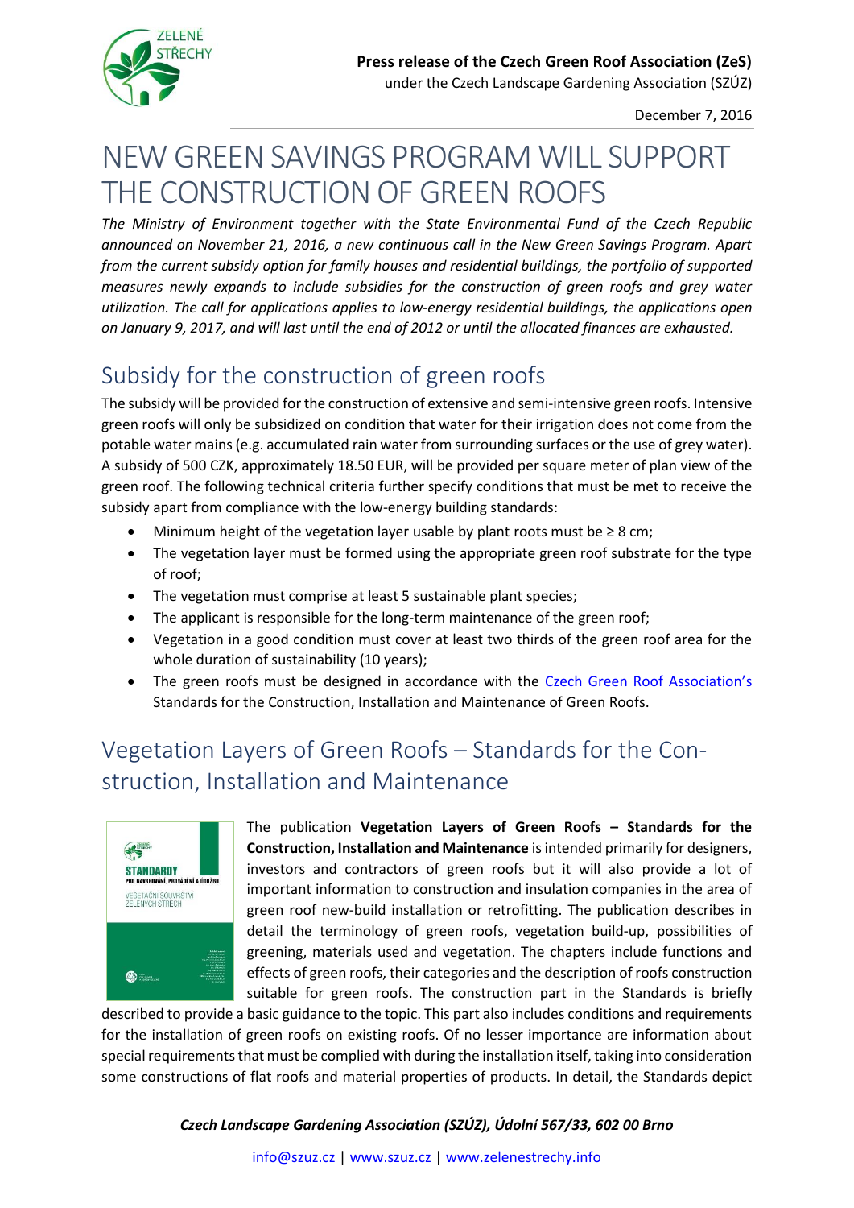**Press release of the Czech Green Roof Association (ZeS)**
under the Czech Landscape Gardening Association (SZÚZ)

December 7, 2016

# NEW GREEN SAVINGS PROGRAM WILL SUPPORT THE CONSTRUCTION OF GREEN ROOFS

*The Ministry of Environment together with the State Environmental Fund of the Czech Republic announced on November 21, 2016, a new continuous call in the New Green Savings Program. Apart from the current subsidy option for family houses and residential buildings, the portfolio of supported measures newly expands to include subsidies for the construction of green roofs and grey water utilization. The call for applications applies to low-energy residential buildings, the applications open on January 9, 2017, and will last until the end of 2012 or until the allocated finances are exhausted.*

## Subsidy for the construction of green roofs

The subsidy will be provided for the construction of extensive and semi-intensive green roofs. Intensive green roofs will only be subsidized on condition that water for their irrigation does not come from the potable water mains (e.g. accumulated rain water from surrounding surfaces or the use of grey water). A subsidy of 500 CZK, approximately 18.50 EUR, will be provided per square meter of plan view of the green roof. The following technical criteria further specify conditions that must be met to receive the subsidy apart from compliance with the low-energy building standards:

- Minimum height of the vegetation layer usable by plant roots must be ≥ 8 cm;
- The vegetation layer must be formed using the appropriate green roof substrate for the type of roof;
- The vegetation must comprise at least 5 sustainable plant species;
- The applicant is responsible for the long-term maintenance of the green roof;
- Vegetation in a good condition must cover at least two thirds of the green roof area for the whole duration of sustainability (10 years);
- The green roofs must be designed in accordance with the Czech Green Roof Association's Standards for the Construction, Installation and Maintenance of Green Roofs.

## Vegetation Layers of Green Roofs – Standards for the Construction, Installation and Maintenance

The publication **Vegetation Layers of Green Roofs – Standards for the Construction, Installation and Maintenance** is intended primarily for designers, investors and contractors of green roofs but it will also provide a lot of important information to construction and insulation companies in the area of green roof new-build installation or retrofitting. The publication describes in detail the terminology of green roofs, vegetation build-up, possibilities of greening, materials used and vegetation. The chapters include functions and effects of green roofs, their categories and the description of roofs construction suitable for green roofs. The construction part in the Standards is briefly described to provide a basic guidance to the topic. This part also includes conditions and requirements for the installation of green roofs on existing roofs. Of no lesser importance are information about special requirements that must be complied with during the installation itself, taking into consideration some constructions of flat roofs and material properties of products. In detail, the Standards depict

***Czech Landscape Gardening Association (SZÚZ), Údolní 567/33, 602 00 Brno***

info@szuz.cz | www.szuz.cz | www.zelenestrechy.info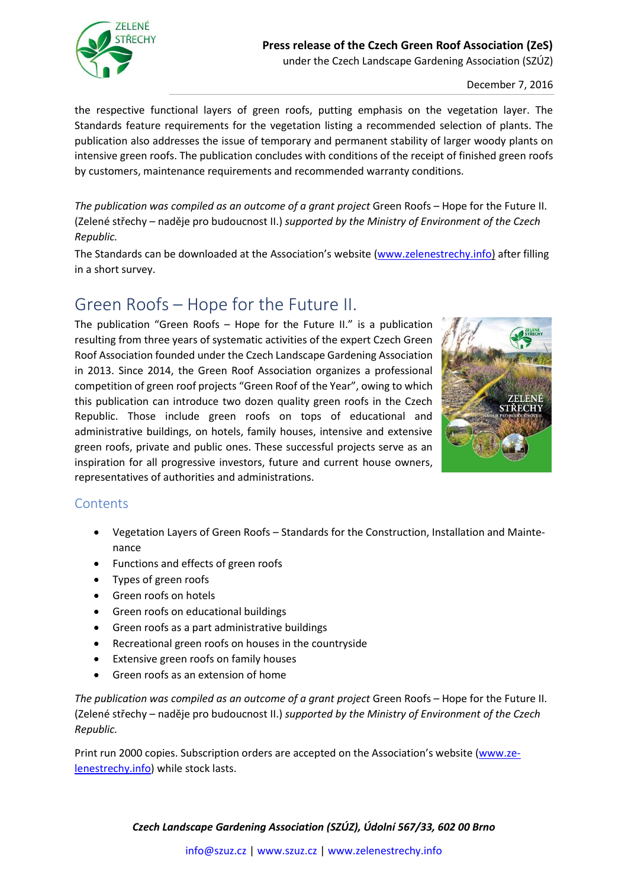the respective functional layers of green roofs, putting emphasis on the vegetation layer. The Standards feature requirements for the vegetation listing a recommended selection of plants. The publication also addresses the issue of temporary and permanent stability of larger woody plants on intensive green roofs. The publication concludes with conditions of the receipt of finished green roofs by customers, maintenance requirements and recommended warranty conditions.

*The publication was compiled as an outcome of a grant project* Green Roofs – Hope for the Future II. (Zelené střechy – naděje pro budoucnost II.) *supported by the Ministry of Environment of the Czech Republic.*

The Standards can be downloaded at the Association's website (www.zelenestrechy.info) after filling in a short survey.

# Green Roofs – Hope for the Future II.

The publication "Green Roofs – Hope for the Future II." is a publication resulting from three years of systematic activities of the expert Czech Green Roof Association founded under the Czech Landscape Gardening Association in 2013. Since 2014, the Green Roof Association organizes a professional competition of green roof projects "Green Roof of the Year", owing to which this publication can introduce two dozen quality green roofs in the Czech Republic. Those include green roofs on tops of educational and administrative buildings, on hotels, family houses, intensive and extensive green roofs, private and public ones. These successful projects serve as an inspiration for all progressive investors, future and current house owners, representatives of authorities and administrations.

## Contents

- Vegetation Layers of Green Roofs – Standards for the Construction, Installation and Maintenance
- Functions and effects of green roofs
- Types of green roofs
- Green roofs on hotels
- Green roofs on educational buildings
- Green roofs as a part administrative buildings
- Recreational green roofs on houses in the countryside
- Extensive green roofs on family houses
- Green roofs as an extension of home

*The publication was compiled as an outcome of a grant project* Green Roofs – Hope for the Future II. (Zelené střechy – naděje pro budoucnost II.) *supported by the Ministry of Environment of the Czech Republic.*

Print run 2000 copies. Subscription orders are accepted on the Association's website (www.zelenestrechy.info) while stock lasts.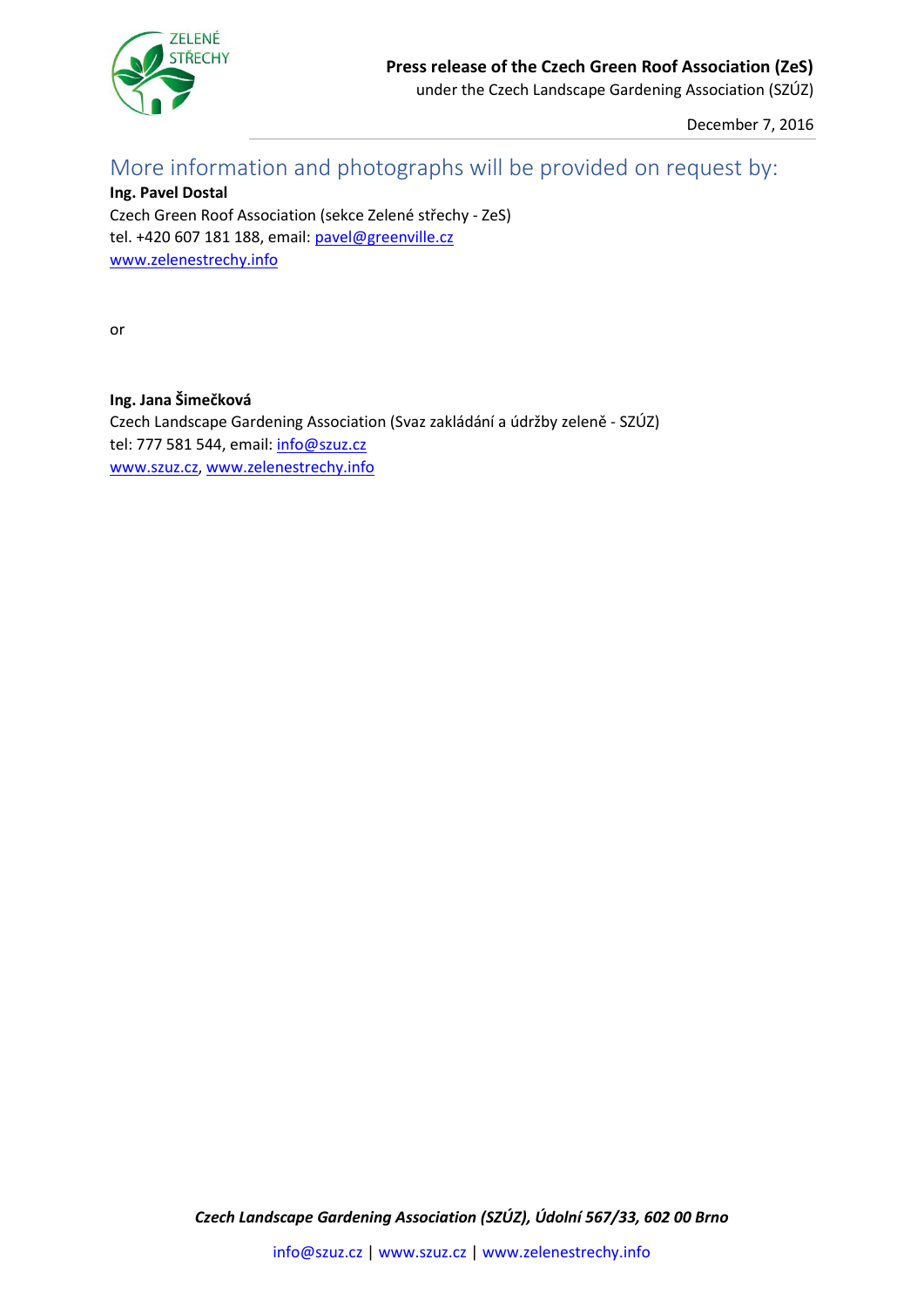## More information and photographs will be provided on request by:

**Ing. Pavel Dostal**
Czech Green Roof Association (sekce Zelené střechy - ZeS)
tel. +420 607 181 188, email: pavel@greenville.cz
www.zelenestrechy.info

or

**Ing. Jana Šimečková**
Czech Landscape Gardening Association (Svaz zakládání a údržby zeleně - SZÚZ)
tel: 777 581 544, email: info@szuz.cz
www.szuz.cz, www.zelenestrechy.info